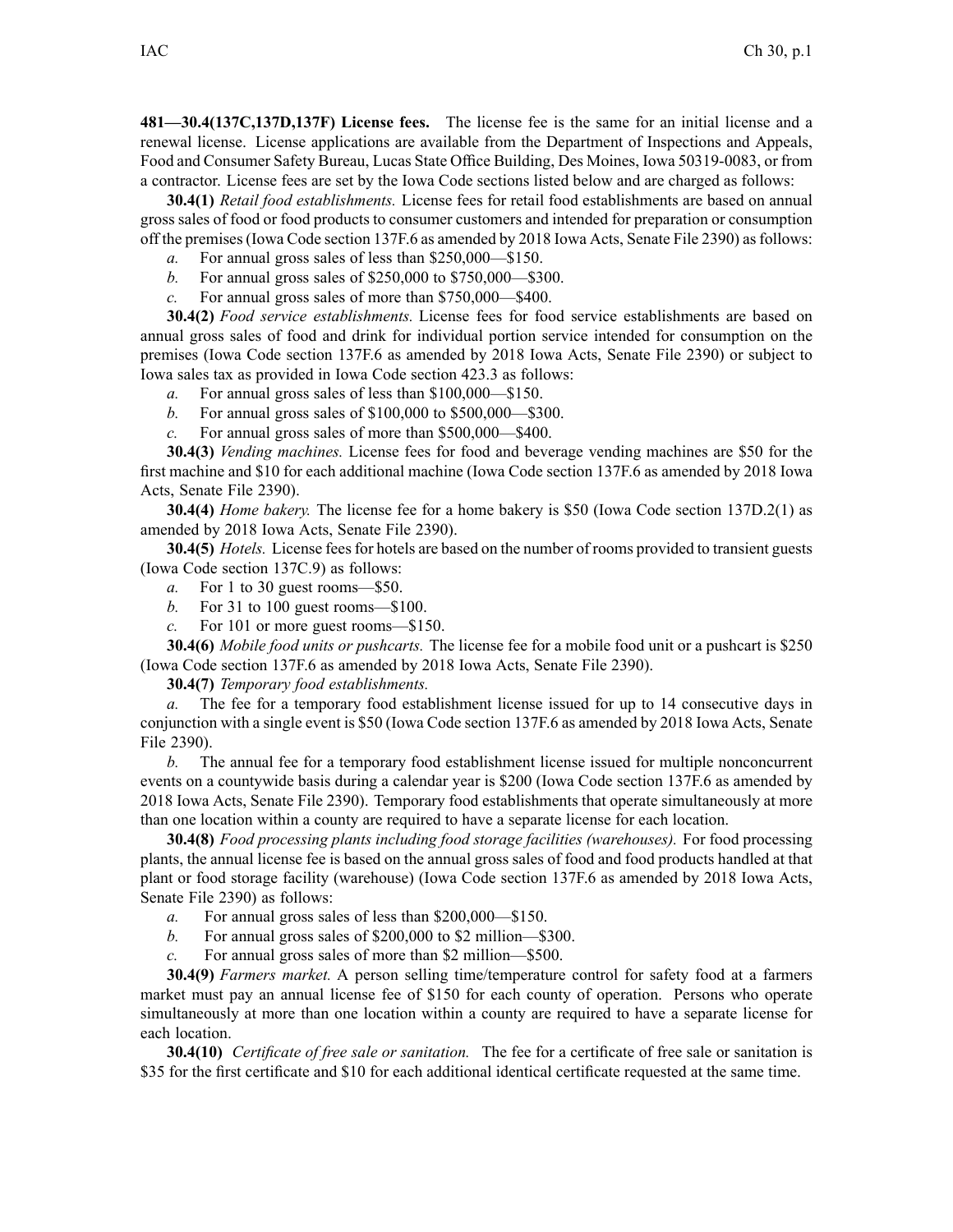**481—30.4(137C,137D,137F) License fees.** The license fee is the same for an initial license and a renewal license. License applications are available from the Department of Inspections and Appeals, Food and Consumer Safety Bureau, Lucas State Office Building, Des Moines, Iowa 50319-0083, or from a contractor. License fees are set by the Iowa Code sections listed below and are charged as follows:

**30.4(1)** *Retail food establishments.* License fees for retail food establishments are based on annual gross sales of food or food products to consumer customers and intended for preparation or consumption off the premises (Iowa Code section 137F.6 as amended by 2018 Iowa Acts, Senate File 2390) as follows:

*a.* For annual gross sales of less than $250,000—$150.

*b.* For annual gross sales of $250,000 to $750,000—$300.

*c.* For annual gross sales of more than $750,000—$400.

**30.4(2)** *Food service establishments.* License fees for food service establishments are based on annual gross sales of food and drink for individual portion service intended for consumption on the premises (Iowa Code section 137F.6 as amended by 2018 Iowa Acts, Senate File 2390) or subject to Iowa sales tax as provided in Iowa Code section 423.3 as follows:

*a.* For annual gross sales of less than $100,000—$150.

*b.* For annual gross sales of $100,000 to $500,000—$300.

*c.* For annual gross sales of more than $500,000—$400.

**30.4(3)** *Vending machines.* License fees for food and beverage vending machines are $50 for the first machine and $10 for each additional machine (Iowa Code section 137F.6 as amended by 2018 Iowa Acts, Senate File 2390).

**30.4(4)** *Home bakery.* The license fee for a home bakery is $50 (Iowa Code section 137D.2(1) as amended by 2018 Iowa Acts, Senate File 2390).

**30.4(5)** *Hotels.* License fees for hotels are based on the number of rooms provided to transient guests (Iowa Code section 137C.9) as follows:

*a.* For 1 to 30 guest rooms—$50.

*b.* For 31 to 100 guest rooms—$100.

*c.* For 101 or more guest rooms—$150.

**30.4(6)** *Mobile food units or pushcarts.* The license fee for a mobile food unit or a pushcart is $250 (Iowa Code section 137F.6 as amended by 2018 Iowa Acts, Senate File 2390).

**30.4(7)** *Temporary food establishments.*

*a.* The fee for a temporary food establishment license issued for up to 14 consecutive days in conjunction with a single event is $50 (Iowa Code section 137F.6 as amended by 2018 Iowa Acts, Senate File 2390).

*b.* The annual fee for a temporary food establishment license issued for multiple nonconcurrent events on a countywide basis during a calendar year is $200 (Iowa Code section 137F.6 as amended by 2018 Iowa Acts, Senate File 2390). Temporary food establishments that operate simultaneously at more than one location within a county are required to have a separate license for each location.

**30.4(8)** *Food processing plants including food storage facilities (warehouses).* For food processing plants, the annual license fee is based on the annual gross sales of food and food products handled at that plant or food storage facility (warehouse) (Iowa Code section 137F.6 as amended by 2018 Iowa Acts, Senate File 2390) as follows:

*a.* For annual gross sales of less than $200,000—$150.

*b.* For annual gross sales of $200,000 to $2 million—$300.

*c.* For annual gross sales of more than $2 million—$500.

**30.4(9)** *Farmers market.* A person selling time/temperature control for safety food at a farmers market must pay an annual license fee of $150 for each county of operation. Persons who operate simultaneously at more than one location within a county are required to have a separate license for each location.

**30.4(10)** *Certificate of free sale or sanitation.* The fee for a certificate of free sale or sanitation is $35 for the first certificate and $10 for each additional identical certificate requested at the same time.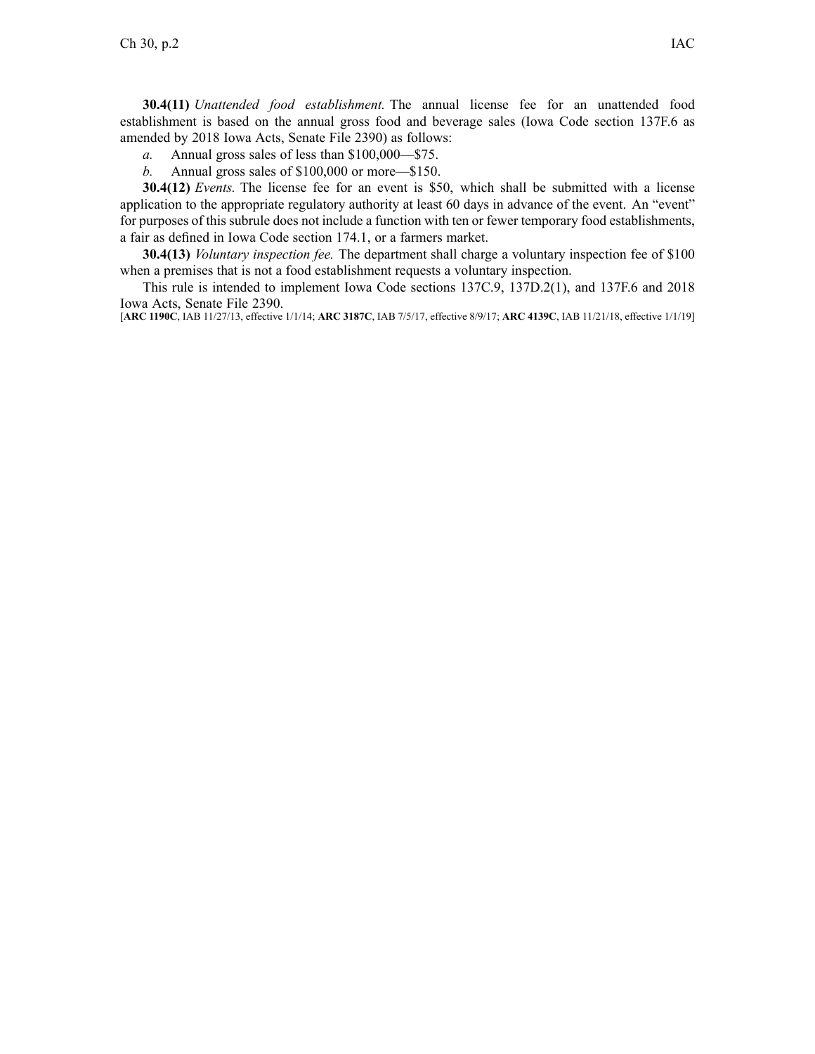**30.4(11)** *Unattended food establishment.* The annual license fee for an unattended food establishment is based on the annual gross food and beverage sales (Iowa Code section 137F.6 as amended by 2018 Iowa Acts, Senate File 2390) as follows:

*a.* Annual gross sales of less than $100,000—$75.

*b.* Annual gross sales of $100,000 or more—$150.

**30.4(12)** *Events.* The license fee for an event is $50, which shall be submitted with a license application to the appropriate regulatory authority at least 60 days in advance of the event. An "event" for purposes of this subrule does not include a function with ten or fewer temporary food establishments, a fair as defined in Iowa Code section 174.1, or a farmers market.

**30.4(13)** *Voluntary inspection fee.* The department shall charge a voluntary inspection fee of $100 when a premises that is not a food establishment requests a voluntary inspection.

This rule is intended to implement Iowa Code sections 137C.9, 137D.2(1), and 137F.6 and 2018 Iowa Acts, Senate File 2390.

[**ARC 1190C**, IAB 11/27/13, effective 1/1/14; **ARC 3187C**, IAB 7/5/17, effective 8/9/17; **ARC 4139C**, IAB 11/21/18, effective 1/1/19]